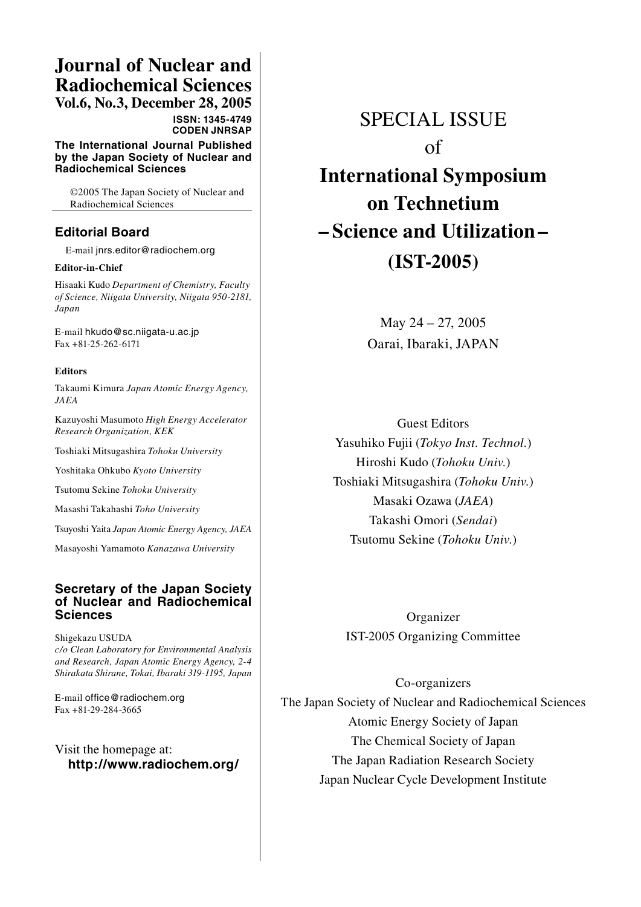# Journal of Nuclear and Radiochemical Sciences

**Vol.6, No.3, December 28, 2005**

**ISSN: 1345-4749**
**CODEN JNRSAP**

**The International Journal Published by the Japan Society of Nuclear and Radiochemical Sciences**

©2005 The Japan Society of Nuclear and Radiochemical Sciences

## Editorial Board

E-mail jnrs.editor@radiochem.org

**Editor-in-Chief**

Hisaaki Kudo *Department of Chemistry, Faculty of Science, Niigata University, Niigata 950-2181, Japan*

E-mail hkudo@sc.niigata-u.ac.jp
Fax +81-25-262-6171

**Editors**

Takaumi Kimura *Japan Atomic Energy Agency, JAEA*

Kazuyoshi Masumoto *High Energy Accelerator Research Organization, KEK*

Toshiaki Mitsugashira *Tohoku University*

Yoshitaka Ohkubo *Kyoto University*

Tsutomu Sekine *Tohoku University*

Masashi Takahashi *Toho University*

Tsuyoshi Yaita *Japan Atomic Energy Agency, JAEA*

Masayoshi Yamamoto *Kanazawa University*

## Secretary of the Japan Society of Nuclear and Radiochemical Sciences

Shigekazu USUDA
*c/o Clean Laboratory for Environmental Analysis and Research, Japan Atomic Energy Agency, 2-4 Shirakata Shirane, Tokai, Ibaraki 319-1195, Japan*

E-mail office@radiochem.org
Fax +81-29-284-3665

Visit the homepage at:
**http://www.radiochem.org/**

# SPECIAL ISSUE of International Symposium on Technetium – Science and Utilization – (IST-2005)

May 24 – 27, 2005
Oarai, Ibaraki, JAPAN

Guest Editors

Yasuhiko Fujii (*Tokyo Inst. Technol.*)
Hiroshi Kudo (*Tohoku Univ.*)
Toshiaki Mitsugashira (*Tohoku Univ.*)
Masaki Ozawa (*JAEA*)
Takashi Omori (*Sendai*)
Tsutomu Sekine (*Tohoku Univ.*)

Organizer

IST-2005 Organizing Committee

Co-organizers

The Japan Society of Nuclear and Radiochemical Sciences
Atomic Energy Society of Japan
The Chemical Society of Japan
The Japan Radiation Research Society
Japan Nuclear Cycle Development Institute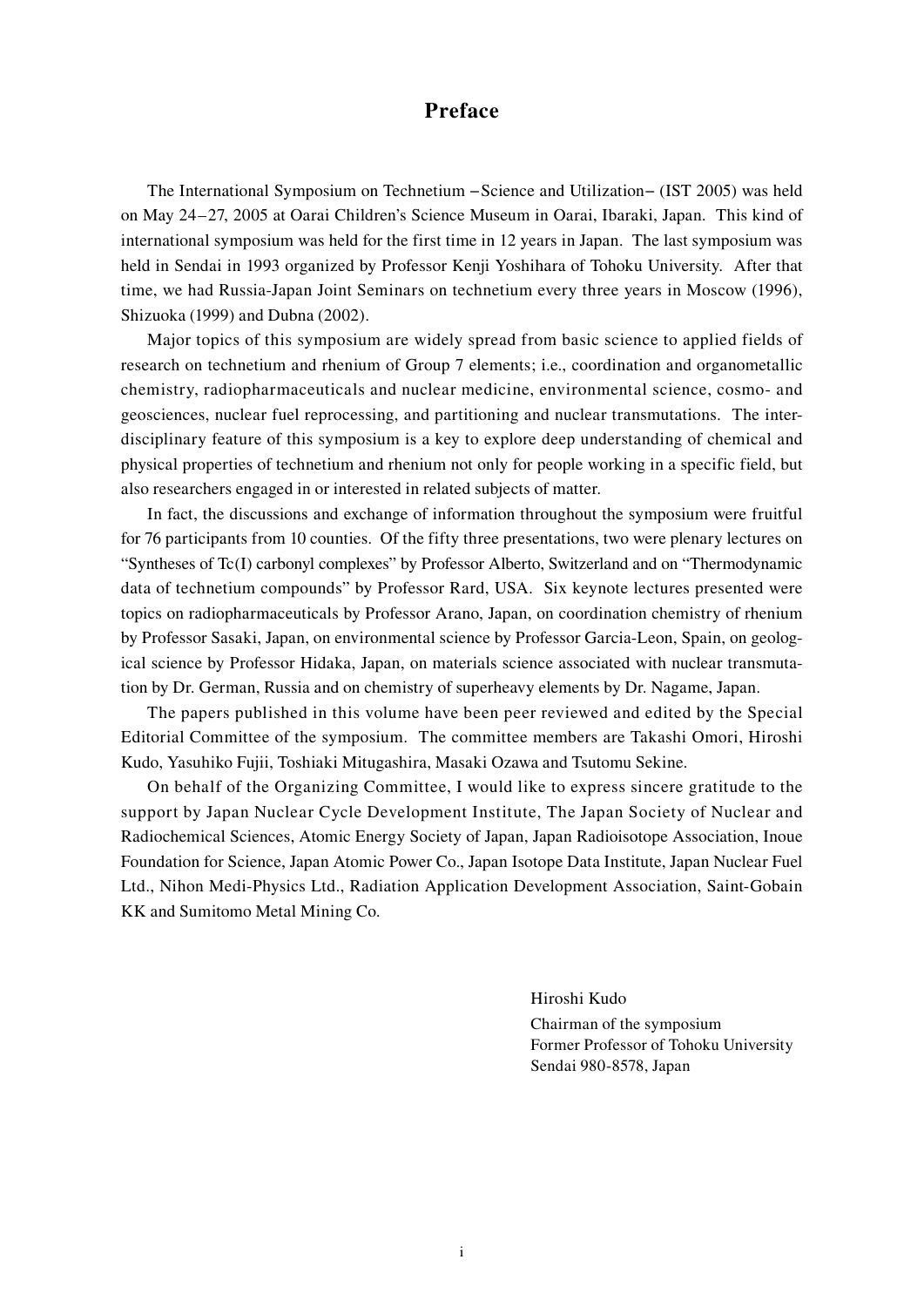# Preface

The International Symposium on Technetium –Science and Utilization– (IST 2005) was held on May 24–27, 2005 at Oarai Children's Science Museum in Oarai, Ibaraki, Japan. This kind of international symposium was held for the first time in 12 years in Japan. The last symposium was held in Sendai in 1993 organized by Professor Kenji Yoshihara of Tohoku University. After that time, we had Russia-Japan Joint Seminars on technetium every three years in Moscow (1996), Shizuoka (1999) and Dubna (2002).

Major topics of this symposium are widely spread from basic science to applied fields of research on technetium and rhenium of Group 7 elements; i.e., coordination and organometallic chemistry, radiopharmaceuticals and nuclear medicine, environmental science, cosmo- and geosciences, nuclear fuel reprocessing, and partitioning and nuclear transmutations. The inter-disciplinary feature of this symposium is a key to explore deep understanding of chemical and physical properties of technetium and rhenium not only for people working in a specific field, but also researchers engaged in or interested in related subjects of matter.

In fact, the discussions and exchange of information throughout the symposium were fruitful for 76 participants from 10 counties. Of the fifty three presentations, two were plenary lectures on "Syntheses of Tc(I) carbonyl complexes" by Professor Alberto, Switzerland and on "Thermodynamic data of technetium compounds" by Professor Rard, USA. Six keynote lectures presented were topics on radiopharmaceuticals by Professor Arano, Japan, on coordination chemistry of rhenium by Professor Sasaki, Japan, on environmental science by Professor Garcia-Leon, Spain, on geological science by Professor Hidaka, Japan, on materials science associated with nuclear transmutation by Dr. German, Russia and on chemistry of superheavy elements by Dr. Nagame, Japan.

The papers published in this volume have been peer reviewed and edited by the Special Editorial Committee of the symposium. The committee members are Takashi Omori, Hiroshi Kudo, Yasuhiko Fujii, Toshiaki Mitugashira, Masaki Ozawa and Tsutomu Sekine.

On behalf of the Organizing Committee, I would like to express sincere gratitude to the support by Japan Nuclear Cycle Development Institute, The Japan Society of Nuclear and Radiochemical Sciences, Atomic Energy Society of Japan, Japan Radioisotope Association, Inoue Foundation for Science, Japan Atomic Power Co., Japan Isotope Data Institute, Japan Nuclear Fuel Ltd., Nihon Medi-Physics Ltd., Radiation Application Development Association, Saint-Gobain KK and Sumitomo Metal Mining Co.

Hiroshi Kudo
Chairman of the symposium
Former Professor of Tohoku University
Sendai 980-8578, Japan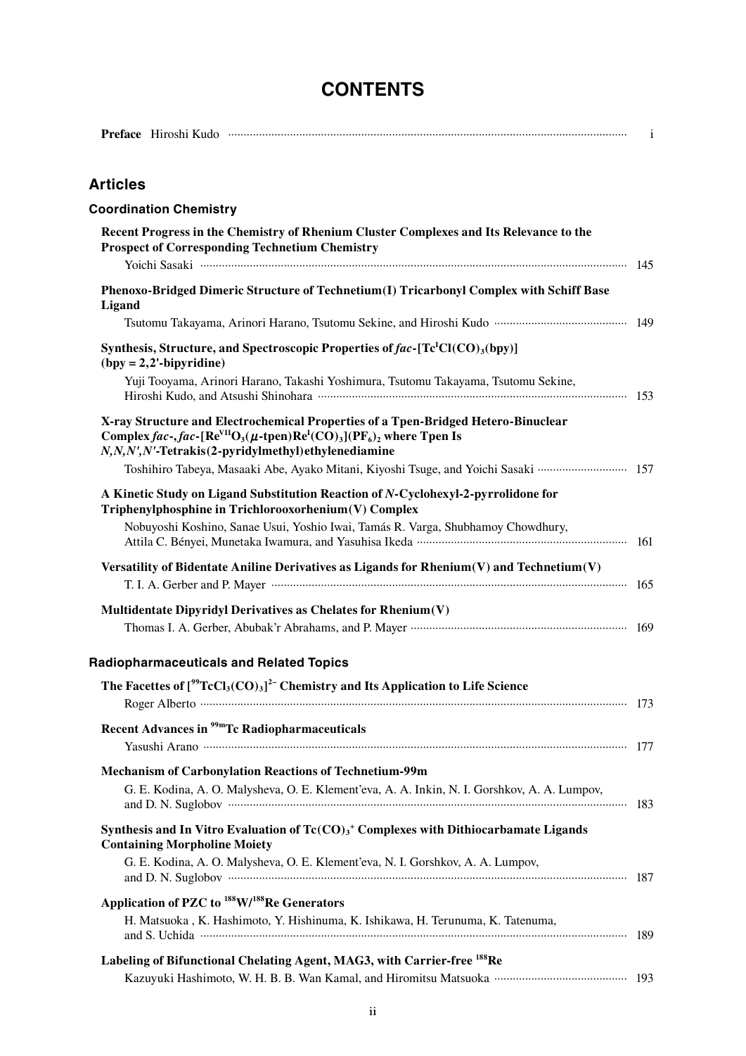# CONTENTS

**Preface** Hiroshi Kudo ........ i

## Articles

### Coordination Chemistry

**Recent Progress in the Chemistry of Rhenium Cluster Complexes and Its Relevance to the Prospect of Corresponding Technetium Chemistry**
Yoichi Sasaki ........ 145

**Phenoxo-Bridged Dimeric Structure of Technetium(I) Tricarbonyl Complex with Schiff Base Ligand**
Tsutomu Takayama, Arinori Harano, Tsutomu Sekine, and Hiroshi Kudo ........ 149

**Synthesis, Structure, and Spectroscopic Properties of *fac*-[$Tc^{I}Cl(CO)_3$(bpy)] (bpy = 2,2'-bipyridine)**
Yuji Tooyama, Arinori Harano, Takashi Yoshimura, Tsutomu Takayama, Tsutomu Sekine, Hiroshi Kudo, and Atsushi Shinohara ........ 153

**X-ray Structure and Electrochemical Properties of a Tpen-Bridged Hetero-Binuclear Complex *fac*-,*fac*-[$Re^{VII}O_3$($\mu$-tpen)$Re^{I}(CO)_3$]$(PF_6)_2$ where Tpen Is *N,N,N',N'*-Tetrakis(2-pyridylmethyl)ethylenediamine**
Toshihiro Tabeya, Masaaki Abe, Ayako Mitani, Kiyoshi Tsuge, and Yoichi Sasaki ........ 157

**A Kinetic Study on Ligand Substitution Reaction of *N*-Cyclohexyl-2-pyrrolidone for Triphenylphosphine in Trichlorooxorhenium(V) Complex**
Nobuyoshi Koshino, Sanae Usui, Yoshio Iwai, Tamás R. Varga, Shubhamoy Chowdhury, Attila C. Bényei, Munetaka Iwamura, and Yasuhisa Ikeda ........ 161

**Versatility of Bidentate Aniline Derivatives as Ligands for Rhenium(V) and Technetium(V)**
T. I. A. Gerber and P. Mayer ........ 165

**Multidentate Dipyridyl Derivatives as Chelates for Rhenium(V)**
Thomas I. A. Gerber, Abubak'r Abrahams, and P. Mayer ........ 169

### Radiopharmaceuticals and Related Topics

**The Facettes of [$^{99}TcCl_3(CO)_3$]$^{2-}$ Chemistry and Its Application to Life Science**
Roger Alberto ........ 173

**Recent Advances in $^{99m}$Tc Radiopharmaceuticals**
Yasushi Arano ........ 177

**Mechanism of Carbonylation Reactions of Technetium-99m**
G. E. Kodina, A. O. Malysheva, O. E. Klement'eva, A. A. Inkin, N. I. Gorshkov, A. A. Lumpov, and D. N. Suglobov ........ 183

**Synthesis and In Vitro Evaluation of $Tc(CO)_3^+$ Complexes with Dithiocarbamate Ligands Containing Morpholine Moiety**
G. E. Kodina, A. O. Malysheva, O. E. Klement'eva, N. I. Gorshkov, A. A. Lumpov, and D. N. Suglobov ........ 187

**Application of PZC to $^{188}$W/$^{188}$Re Generators**
H. Matsuoka , K. Hashimoto, Y. Hishinuma, K. Ishikawa, H. Terunuma, K. Tatenuma, and S. Uchida ........ 189

**Labeling of Bifunctional Chelating Agent, MAG3, with Carrier-free $^{188}$Re**
Kazuyuki Hashimoto, W. H. B. B. Wan Kamal, and Hiromitsu Matsuoka ........ 193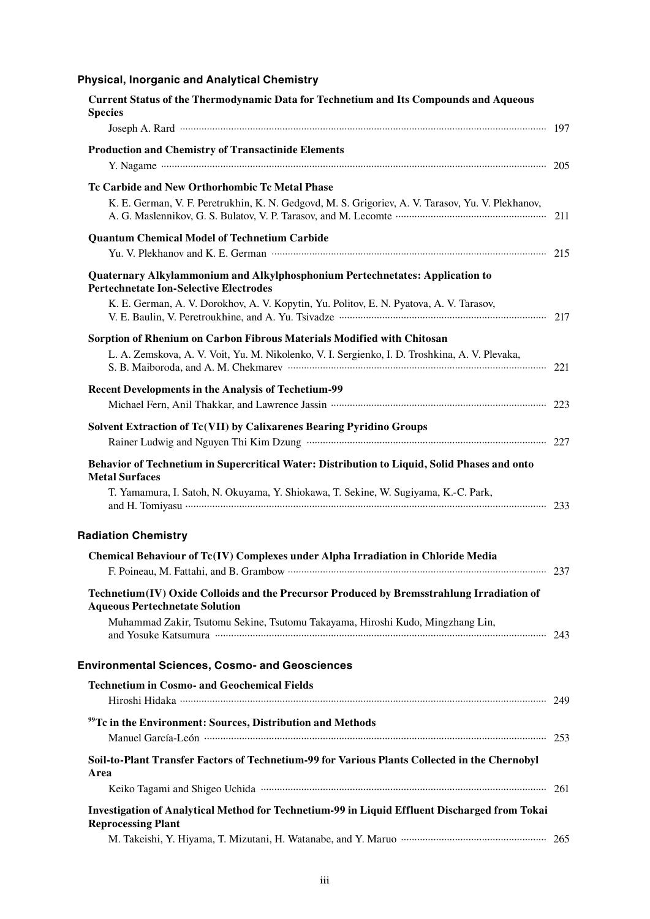## Physical, Inorganic and Analytical Chemistry

**Current Status of the Thermodynamic Data for Technetium and Its Compounds and Aqueous Species**
Joseph A. Rard ..... 197

**Production and Chemistry of Transactinide Elements**
Y. Nagame ..... 205

**Tc Carbide and New Orthorhombic Tc Metal Phase**
K. E. German, V. F. Peretrukhin, K. N. Gedgovd, M. S. Grigoriev, A. V. Tarasov, Yu. V. Plekhanov, A. G. Maslennikov, G. S. Bulatov, V. P. Tarasov, and M. Lecomte ..... 211

**Quantum Chemical Model of Technetium Carbide**
Yu. V. Plekhanov and K. E. German ..... 215

**Quaternary Alkylammonium and Alkylphosphonium Pertechnetates: Application to Pertechnetate Ion-Selective Electrodes**
K. E. German, A. V. Dorokhov, A. V. Kopytin, Yu. Politov, E. N. Pyatova, A. V. Tarasov, V. E. Baulin, V. Peretroukhine, and A. Yu. Tsivadze ..... 217

**Sorption of Rhenium on Carbon Fibrous Materials Modified with Chitosan**
L. A. Zemskova, A. V. Voit, Yu. M. Nikolenko, V. I. Sergienko, I. D. Troshkina, A. V. Plevaka, S. B. Maiboroda, and A. M. Chekmarev ..... 221

**Recent Developments in the Analysis of Techetium-99**
Michael Fern, Anil Thakkar, and Lawrence Jassin ..... 223

**Solvent Extraction of Tc(VII) by Calixarenes Bearing Pyridino Groups**
Rainer Ludwig and Nguyen Thi Kim Dzung ..... 227

**Behavior of Technetium in Supercritical Water: Distribution to Liquid, Solid Phases and onto Metal Surfaces**
T. Yamamura, I. Satoh, N. Okuyama, Y. Shiokawa, T. Sekine, W. Sugiyama, K.-C. Park, and H. Tomiyasu ..... 233

## Radiation Chemistry

**Chemical Behaviour of Tc(IV) Complexes under Alpha Irradiation in Chloride Media**
F. Poineau, M. Fattahi, and B. Grambow ..... 237

**Technetium(IV) Oxide Colloids and the Precursor Produced by Bremsstrahlung Irradiation of Aqueous Pertechnetate Solution**
Muhammad Zakir, Tsutomu Sekine, Tsutomu Takayama, Hiroshi Kudo, Mingzhang Lin, and Yosuke Katsumura ..... 243

## Environmental Sciences, Cosmo- and Geosciences

**Technetium in Cosmo- and Geochemical Fields**
Hiroshi Hidaka ..... 249

**$^{99}$Tc in the Environment: Sources, Distribution and Methods**
Manuel García-León ..... 253

**Soil-to-Plant Transfer Factors of Technetium-99 for Various Plants Collected in the Chernobyl Area**
Keiko Tagami and Shigeo Uchida ..... 261

**Investigation of Analytical Method for Technetium-99 in Liquid Effluent Discharged from Tokai Reprocessing Plant**
M. Takeishi, Y. Hiyama, T. Mizutani, H. Watanabe, and Y. Maruo ..... 265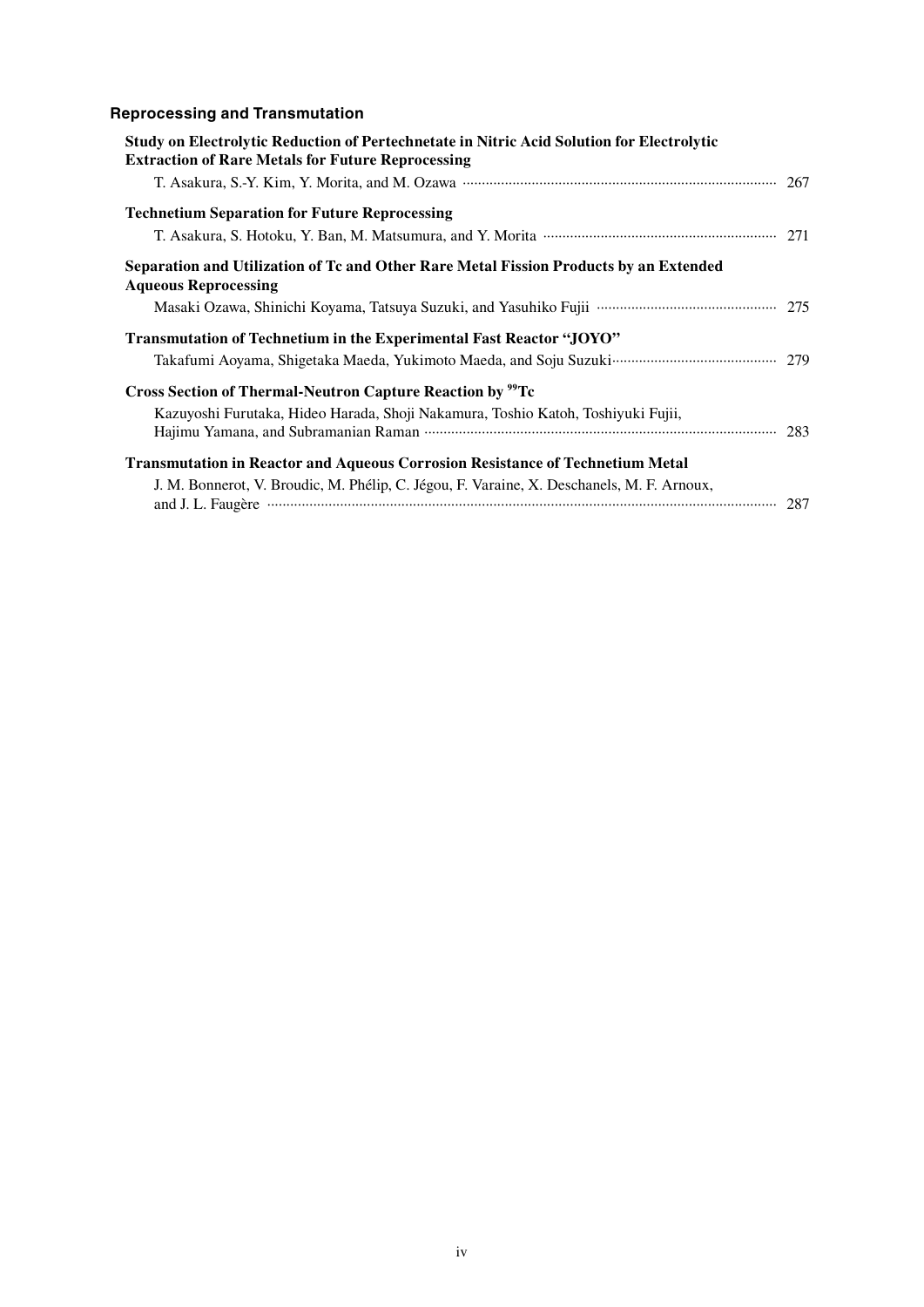## Reprocessing and Transmutation

**Study on Electrolytic Reduction of Pertechnetate in Nitric Acid Solution for Electrolytic Extraction of Rare Metals for Future Reprocessing**

T. Asakura, S.-Y. Kim, Y. Morita, and M. Ozawa ........ 267

**Technetium Separation for Future Reprocessing**

T. Asakura, S. Hotoku, Y. Ban, M. Matsumura, and Y. Morita ........ 271

**Separation and Utilization of Tc and Other Rare Metal Fission Products by an Extended Aqueous Reprocessing**

Masaki Ozawa, Shinichi Koyama, Tatsuya Suzuki, and Yasuhiko Fujii ........ 275

**Transmutation of Technetium in the Experimental Fast Reactor "JOYO"**

Takafumi Aoyama, Shigetaka Maeda, Yukimoto Maeda, and Soju Suzuki ........ 279

**Cross Section of Thermal-Neutron Capture Reaction by $^{99}$Tc**

Kazuyoshi Furutaka, Hideo Harada, Shoji Nakamura, Toshio Katoh, Toshiyuki Fujii, Hajimu Yamana, and Subramanian Raman ........ 283

**Transmutation in Reactor and Aqueous Corrosion Resistance of Technetium Metal**

J. M. Bonnerot, V. Broudic, M. Phélip, C. Jégou, F. Varaine, X. Deschanels, M. F. Arnoux, and J. L. Faugère ........ 287